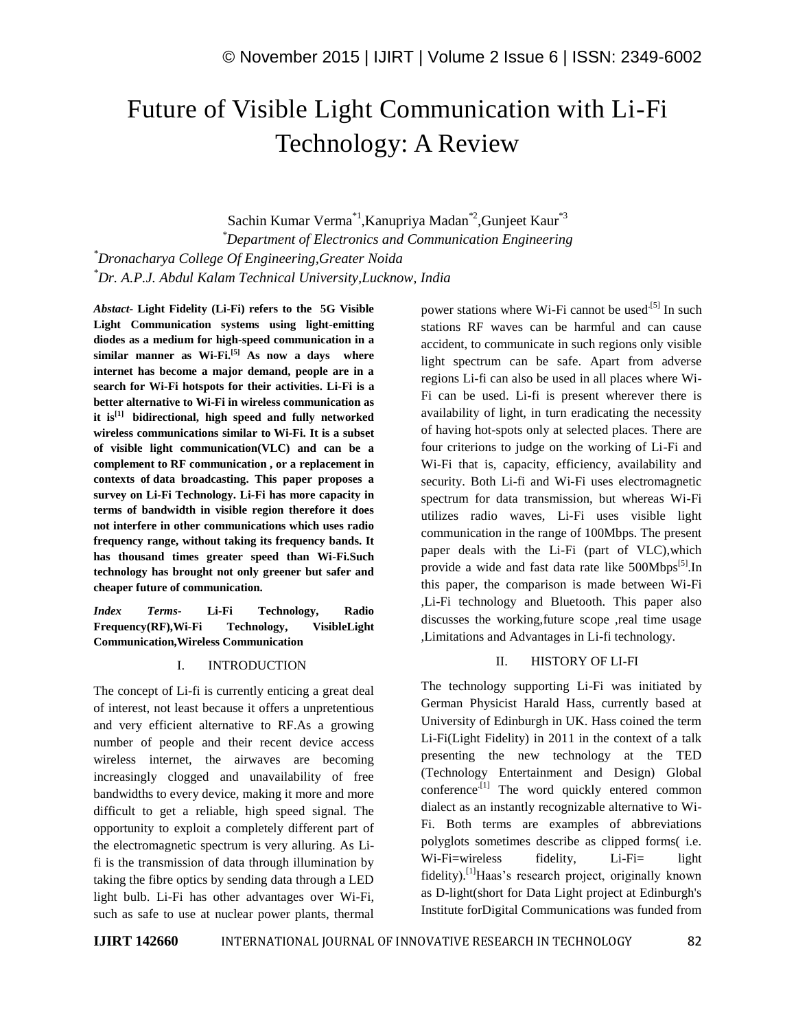# Future of Visible Light Communication with Li-Fi Technology: A Review

Sachin Kumar Verma[*1],Kanupriya Madan[*2],Gunjeet Kaur[*3]

[*]*Department of Electronics and Communication Engineering*

[*]*Dronacharya College Of Engineering,Greater Noida*

[*]*Dr. A.P.J. Abdul Kalam Technical University,Lucknow, India*

***Abstact-*** **Light Fidelity (Li-Fi) refers to the 5G Visible Light Communication systems using light-emitting diodes as a medium for high-speed communication in a similar manner as Wi-Fi.[5] As now a days where internet has become a major demand, people are in a search for Wi-Fi hotspots for their activities. Li-Fi is a better alternative to Wi-Fi in wireless communication as it is[1] bidirectional, high speed and fully networked wireless communications similar to Wi-Fi. It is a subset of visible light communication(VLC) and can be a complement to RF communication , or a replacement in contexts of data broadcasting. This paper proposes a survey on Li-Fi Technology. Li-Fi has more capacity in terms of bandwidth in visible region therefore it does not interfere in other communications which uses radio frequency range, without taking its frequency bands. It has thousand times greater speed than Wi-Fi.Such technology has brought not only greener but safer and cheaper future of communication.**

***Index Terms-*** **Li-Fi Technology, Radio Frequency(RF),Wi-Fi Technology, VisibleLight Communication,Wireless Communication**

## I. INTRODUCTION

The concept of Li-fi is currently enticing a great deal of interest, not least because it offers a unpretentious and very efficient alternative to RF.As a growing number of people and their recent device access wireless internet, the airwaves are becoming increasingly clogged and unavailability of free bandwidths to every device, making it more and more difficult to get a reliable, high speed signal. The opportunity to exploit a completely different part of the electromagnetic spectrum is very alluring. As Li-fi is the transmission of data through illumination by taking the fibre optics by sending data through a LED light bulb. Li-Fi has other advantages over Wi-Fi, such as safe to use at nuclear power plants, thermal power stations where Wi-Fi cannot be used.[5] In such stations RF waves can be harmful and can cause accident, to communicate in such regions only visible light spectrum can be safe. Apart from adverse regions Li-fi can also be used in all places where Wi-Fi can be used. Li-fi is present wherever there is availability of light, in turn eradicating the necessity of having hot-spots only at selected places. There are four criterions to judge on the working of Li-Fi and Wi-Fi that is, capacity, efficiency, availability and security. Both Li-fi and Wi-Fi uses electromagnetic spectrum for data transmission, but whereas Wi-Fi utilizes radio waves, Li-Fi uses visible light communication in the range of 100Mbps. The present paper deals with the Li-Fi (part of VLC),which provide a wide and fast data rate like 500Mbps[5].In this paper, the comparison is made between Wi-Fi ,Li-Fi technology and Bluetooth. This paper also discusses the working,future scope ,real time usage ,Limitations and Advantages in Li-fi technology.

## II. HISTORY OF LI-FI

The technology supporting Li-Fi was initiated by German Physicist Harald Hass, currently based at University of Edinburgh in UK. Hass coined the term Li-Fi(Light Fidelity) in 2011 in the context of a talk presenting the new technology at the TED (Technology Entertainment and Design) Global conference.[1] The word quickly entered common dialect as an instantly recognizable alternative to Wi-Fi. Both terms are examples of abbreviations polyglots sometimes describe as clipped forms( i.e. Wi-Fi=wireless fidelity, Li-Fi= light fidelity).[1]Haas's research project, originally known as D-light(short for Data Light project at Edinburgh's Institute forDigital Communications was funded from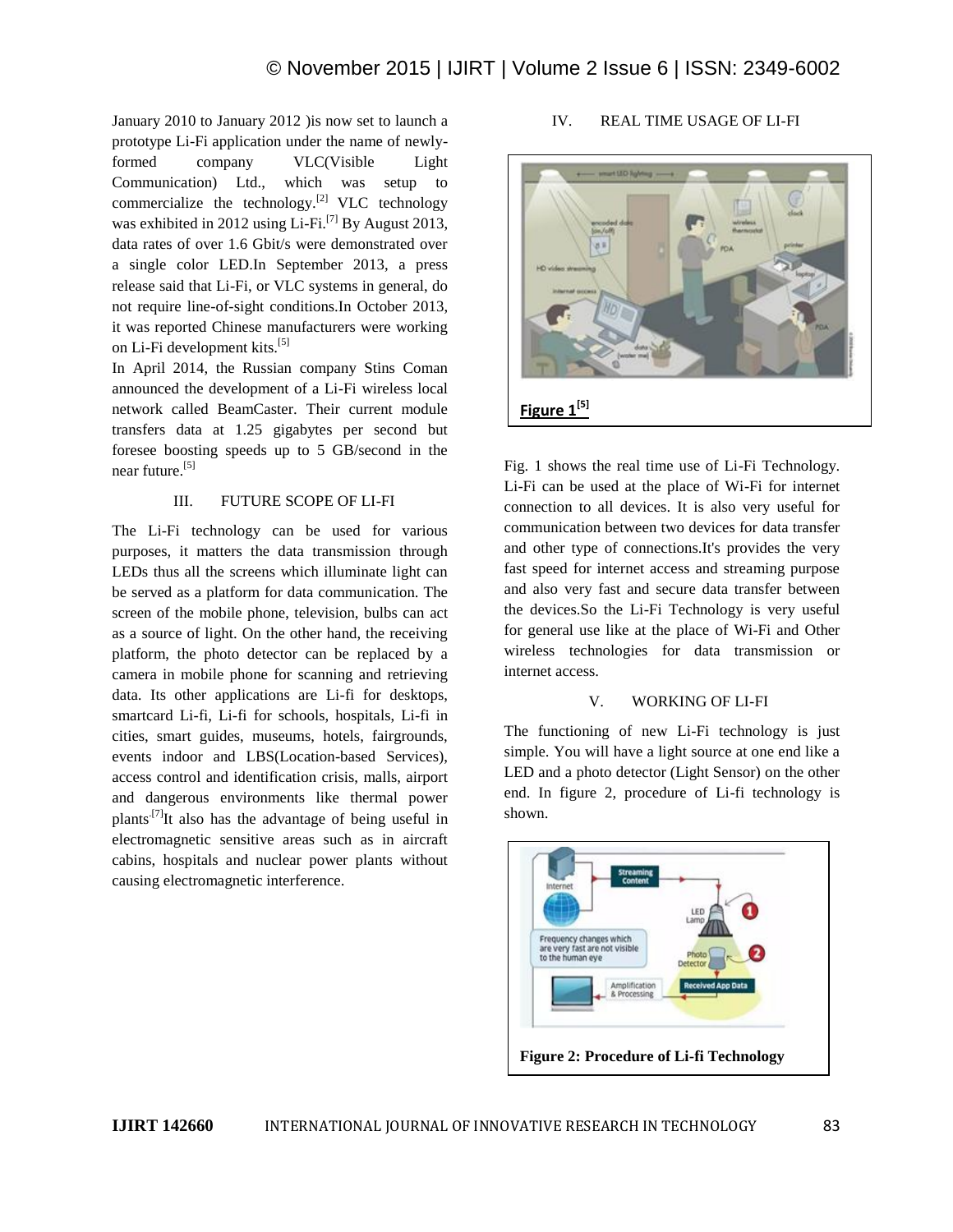January 2010 to January 2012 )is now set to launch a prototype Li-Fi application under the name of newly-formed company VLC(Visible Light Communication) Ltd., which was setup to commercialize the technology.[2] VLC technology was exhibited in 2012 using Li-Fi.[7] By August 2013, data rates of over 1.6 Gbit/s were demonstrated over a single color LED.In September 2013, a press release said that Li-Fi, or VLC systems in general, do not require line-of-sight conditions.In October 2013, it was reported Chinese manufacturers were working on Li-Fi development kits.[5]

In April 2014, the Russian company Stins Coman announced the development of a Li-Fi wireless local network called BeamCaster. Their current module transfers data at 1.25 gigabytes per second but foresee boosting speeds up to 5 GB/second in the near future.[5]

## III. FUTURE SCOPE OF LI-FI

The Li-Fi technology can be used for various purposes, it matters the data transmission through LEDs thus all the screens which illuminate light can be served as a platform for data communication. The screen of the mobile phone, television, bulbs can act as a source of light. On the other hand, the receiving platform, the photo detector can be replaced by a camera in mobile phone for scanning and retrieving data. Its other applications are Li-fi for desktops, smartcard Li-fi, Li-fi for schools, hospitals, Li-fi in cities, smart guides, museums, hotels, fairgrounds, events indoor and LBS(Location-based Services), access control and identification crisis, malls, airport and dangerous environments like thermal power plants.[7]It also has the advantage of being useful in electromagnetic sensitive areas such as in aircraft cabins, hospitals and nuclear power plants without causing electromagnetic interference.

## IV. REAL TIME USAGE OF LI-FI

**Figure 1[5]**

Fig. 1 shows the real time use of Li-Fi Technology. Li-Fi can be used at the place of Wi-Fi for internet connection to all devices. It is also very useful for communication between two devices for data transfer and other type of connections.It's provides the very fast speed for internet access and streaming purpose and also very fast and secure data transfer between the devices.So the Li-Fi Technology is very useful for general use like at the place of Wi-Fi and Other wireless technologies for data transmission or internet access.

## V. WORKING OF LI-FI

The functioning of new Li-Fi technology is just simple. You will have a light source at one end like a LED and a photo detector (Light Sensor) on the other end. In figure 2, procedure of Li-fi technology is shown.

**Figure 2: Procedure of Li-fi Technology**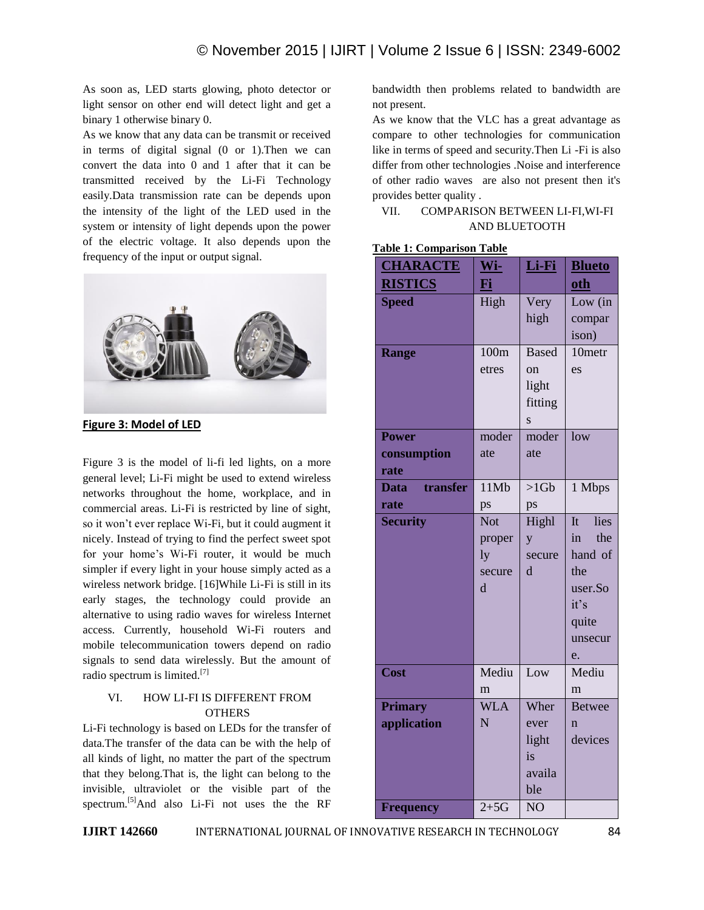As soon as, LED starts glowing, photo detector or light sensor on other end will detect light and get a binary 1 otherwise binary 0.

As we know that any data can be transmit or received in terms of digital signal (0 or 1).Then we can convert the data into 0 and 1 after that it can be transmitted received by the Li-Fi Technology easily.Data transmission rate can be depends upon the intensity of the light of the LED used in the system or intensity of light depends upon the power of the electric voltage. It also depends upon the frequency of the input or output signal.

**Figure 3: Model of LED**

Figure 3 is the model of li-fi led lights, on a more general level; Li-Fi might be used to extend wireless networks throughout the home, workplace, and in commercial areas. Li-Fi is restricted by line of sight, so it won't ever replace Wi-Fi, but it could augment it nicely. Instead of trying to find the perfect sweet spot for your home's Wi-Fi router, it would be much simpler if every light in your house simply acted as a wireless network bridge. [16]While Li-Fi is still in its early stages, the technology could provide an alternative to using radio waves for wireless Internet access. Currently, household Wi-Fi routers and mobile telecommunication towers depend on radio signals to send data wirelessly. But the amount of radio spectrum is limited.[7]

## VI. HOW LI-FI IS DIFFERENT FROM OTHERS

Li-Fi technology is based on LEDs for the transfer of data.The transfer of the data can be with the help of all kinds of light, no matter the part of the spectrum that they belong.That is, the light can belong to the invisible, ultraviolet or the visible part of the spectrum.[5]And also Li-Fi not uses the the RF bandwidth then problems related to bandwidth are not present.

As we know that the VLC has a great advantage as compare to other technologies for communication like in terms of speed and security.Then Li -Fi is also differ from other technologies .Noise and interference of other radio waves are also not present then it's provides better quality .

## VII. COMPARISON BETWEEN LI-FI,WI-FI AND BLUETOOTH

**Table 1: Comparison Table**

| CHARACTERISTICS | Wi-Fi | Li-Fi | Bluetooth |
|---|---|---|---|
| **Speed** | High | Very high | Low (in comparison) |
| **Range** | 100metres | Based on light fittings | 10metres |
| **Power consumption rate** | moderate | moderate | low |
| **Data transfer rate** | 11Mbps | >1Gbps | 1 Mbps |
| **Security** | Not properly secured | Highly secured | It lies in the hand of the user.So it's quite unsecure. |
| **Cost** | Medium | Low | Medium |
| **Primary application** | WLAN | Wherever light is available | Between devices |
| **Frequency** | 2+5G | NO | |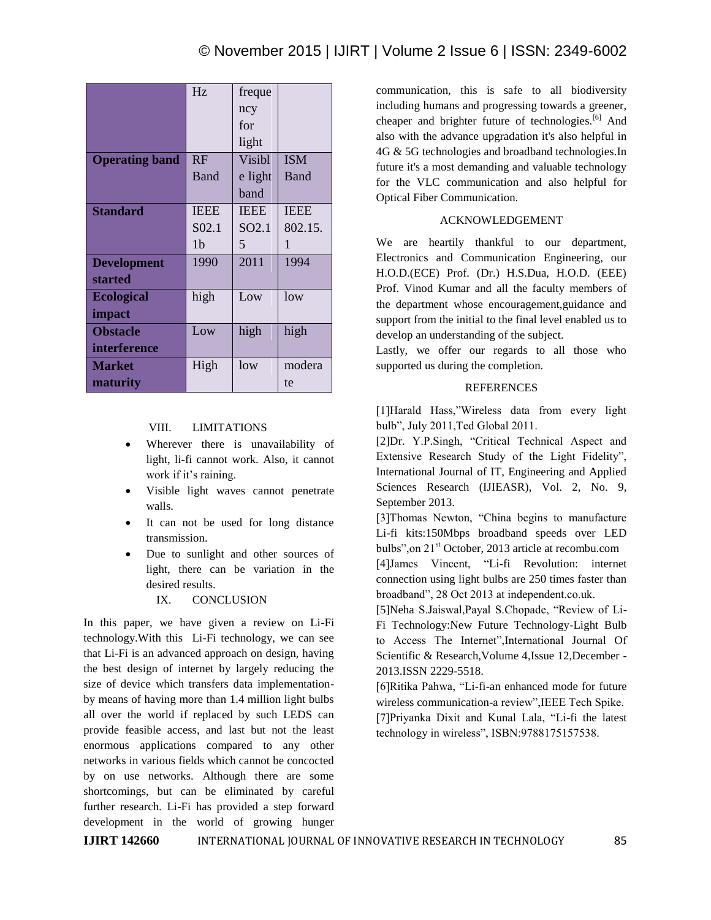| | | | |
|---|---|---|---|
| | Hz | frequency for light | |
| **Operating band** | RF Band | Visible light band | ISM Band |
| **Standard** | IEEE S02.11b | IEEE SO2.15 | IEEE 802.15.1 |
| **Development started** | 1990 | 2011 | 1994 |
| **Ecological impact** | high | Low | low |
| **Obstacle interference** | Low | high | high |
| **Market maturity** | High | low | moderate |

## VIII. LIMITATIONS

- Wherever there is unavailability of light, li-fi cannot work. Also, it cannot work if it's raining.
- Visible light waves cannot penetrate walls.
- It can not be used for long distance transmission.
- Due to sunlight and other sources of light, there can be variation in the desired results.

## IX. CONCLUSION

In this paper, we have given a review on Li-Fi technology.With this Li-Fi technology, we can see that Li-Fi is an advanced approach on design, having the best design of internet by largely reducing the size of device which transfers data implementation-by means of having more than 1.4 million light bulbs all over the world if replaced by such LEDS can provide feasible access, and last but not the least enormous applications compared to any other networks in various fields which cannot be concocted by on use networks. Although there are some shortcomings, but can be eliminated by careful further research. Li-Fi has provided a step forward development in the world of growing hunger communication, this is safe to all biodiversity including humans and progressing towards a greener, cheaper and brighter future of technologies.[6] And also with the advance upgradation it's also helpful in 4G & 5G technologies and broadband technologies.In future it's a most demanding and valuable technology for the VLC communication and also helpful for Optical Fiber Communication.

## ACKNOWLEDGEMENT

We are heartily thankful to our department, Electronics and Communication Engineering, our H.O.D.(ECE) Prof. (Dr.) H.S.Dua, H.O.D. (EEE) Prof. Vinod Kumar and all the faculty members of the department whose encouragement,guidance and support from the initial to the final level enabled us to develop an understanding of the subject.

Lastly, we offer our regards to all those who supported us during the completion.

## REFERENCES

[1]Harald Hass,"Wireless data from every light bulb", July 2011,Ted Global 2011.

[2]Dr. Y.P.Singh, "Critical Technical Aspect and Extensive Research Study of the Light Fidelity", International Journal of IT, Engineering and Applied Sciences Research (IJIEASR), Vol. 2, No. 9, September 2013.

[3]Thomas Newton, "China begins to manufacture Li-fi kits:150Mbps broadband speeds over LED bulbs",on 21st October, 2013 article at recombu.com

[4]James Vincent, "Li-fi Revolution: internet connection using light bulbs are 250 times faster than broadband", 28 Oct 2013 at independent.co.uk.

[5]Neha S.Jaiswal,Payal S.Chopade, "Review of Li-Fi Technology:New Future Technology-Light Bulb to Access The Internet",International Journal Of Scientific & Research,Volume 4,Issue 12,December -2013.ISSN 2229-5518.

[6]Ritika Pahwa, "Li-fi-an enhanced mode for future wireless communication-a review",IEEE Tech Spike.

[7]Priyanka Dixit and Kunal Lala, "Li-fi the latest technology in wireless", ISBN:9788175157538.